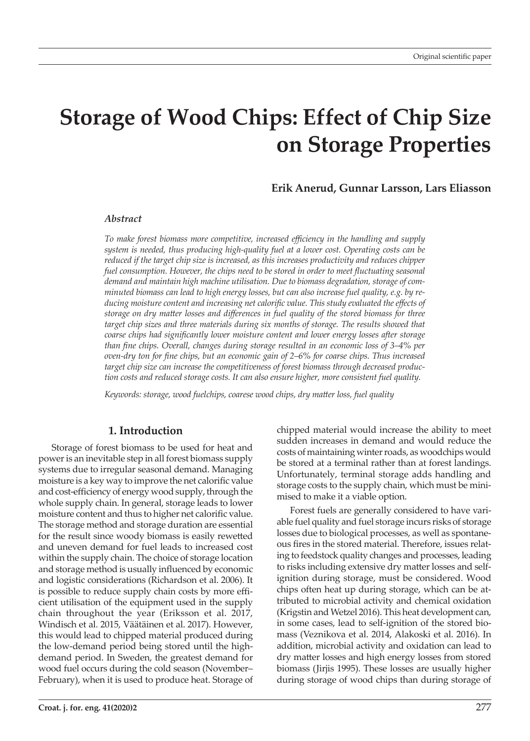Original scientific paper

# Storage of Wood Chips: Effect of Chip Size on Storage Properties

**Erik Anerud, Gunnar Larsson, Lars Eliasson**

### *Abstract*

*To make forest biomass more competitive, increased efficiency in the handling and supply system is needed, thus producing high-quality fuel at a lower cost. Operating costs can be reduced if the target chip size is increased, as this increases productivity and reduces chipper fuel consumption. However, the chips need to be stored in order to meet fluctuating seasonal demand and maintain high machine utilisation. Due to biomass degradation, storage of comminuted biomass can lead to high energy losses, but can also increase fuel quality, e.g. by reducing moisture content and increasing net calorific value. This study evaluated the effects of storage on dry matter losses and differences in fuel quality of the stored biomass for three target chip sizes and three materials during six months of storage. The results showed that coarse chips had significantly lower moisture content and lower energy losses after storage than fine chips. Overall, changes during storage resulted in an economic loss of 3–4% per oven-dry ton for fine chips, but an economic gain of 2–6% for coarse chips. Thus increased target chip size can increase the competitiveness of forest biomass through decreased production costs and reduced storage costs. It can also ensure higher, more consistent fuel quality.*

*Keywords: storage, wood fuelchips, coarese wood chips, dry matter loss, fuel quality*

## 1. Introduction

Storage of forest biomass to be used for heat and power is an inevitable step in all forest biomass supply systems due to irregular seasonal demand. Managing moisture is a key way to improve the net calorific value and cost-efficiency of energy wood supply, through the whole supply chain. In general, storage leads to lower moisture content and thus to higher net calorific value. The storage method and storage duration are essential for the result since woody biomass is easily rewetted and uneven demand for fuel leads to increased cost within the supply chain. The choice of storage location and storage method is usually influenced by economic and logistic considerations (Richardson et al. 2006). It is possible to reduce supply chain costs by more efficient utilisation of the equipment used in the supply chain throughout the year (Eriksson et al. 2017, Windisch et al. 2015, Väätäinen et al. 2017). However, this would lead to chipped material produced during the low-demand period being stored until the high-demand period. In Sweden, the greatest demand for wood fuel occurs during the cold season (November–February), when it is used to produce heat. Storage of chipped material would increase the ability to meet sudden increases in demand and would reduce the costs of maintaining winter roads, as woodchips would be stored at a terminal rather than at forest landings. Unfortunately, terminal storage adds handling and storage costs to the supply chain, which must be minimised to make it a viable option.

Forest fuels are generally considered to have variable fuel quality and fuel storage incurs risks of storage losses due to biological processes, as well as spontaneous fires in the stored material. Therefore, issues relating to feedstock quality changes and processes, leading to risks including extensive dry matter losses and self-ignition during storage, must be considered. Wood chips often heat up during storage, which can be attributed to microbial activity and chemical oxidation (Krigstin and Wetzel 2016). This heat development can, in some cases, lead to self-ignition of the stored biomass (Veznikova et al. 2014, Alakoski et al. 2016). In addition, microbial activity and oxidation can lead to dry matter losses and high energy losses from stored biomass (Jirjis 1995). These losses are usually higher during storage of wood chips than during storage of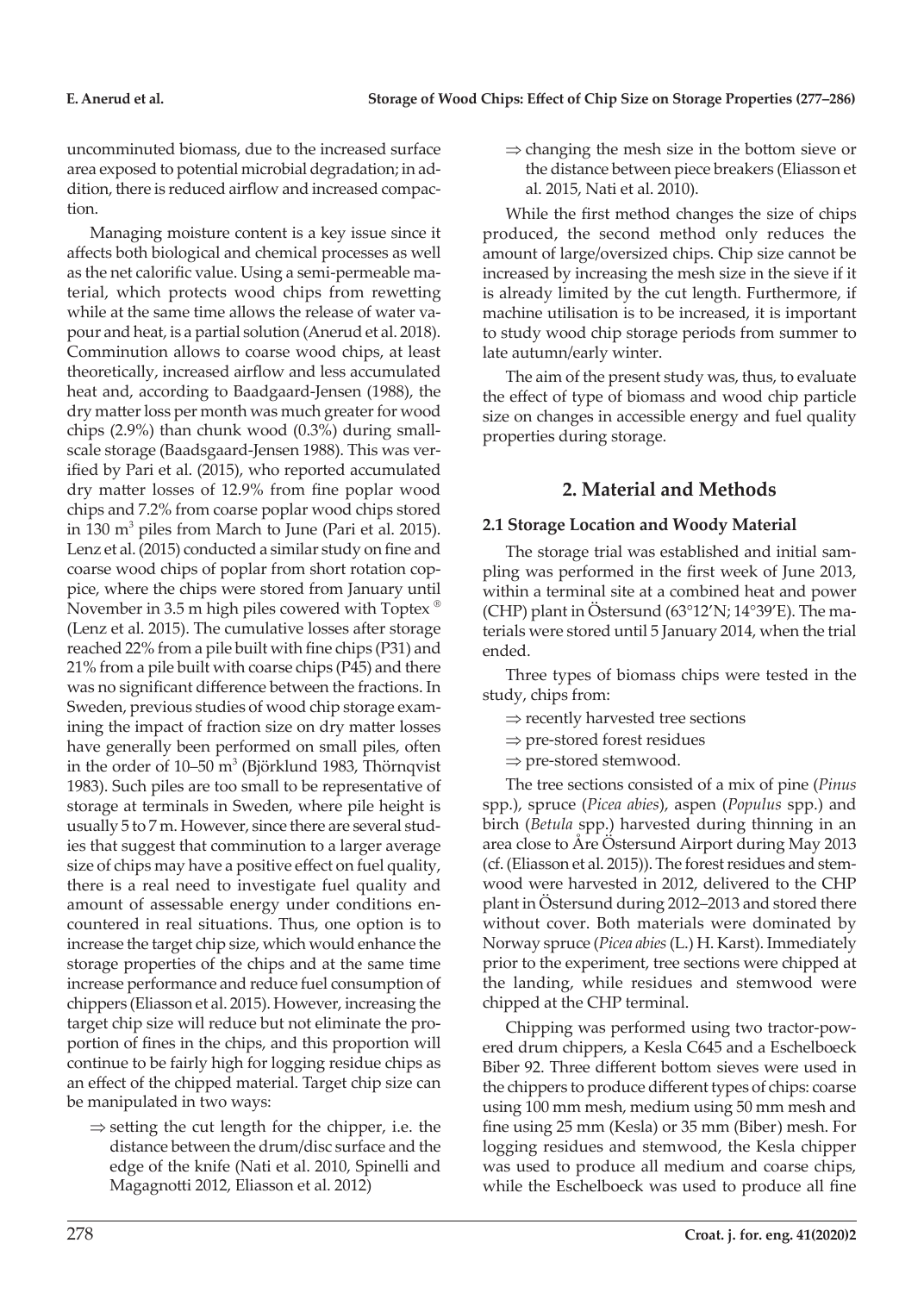uncomminuted biomass, due to the increased surface area exposed to potential microbial degradation; in addition, there is reduced airflow and increased compaction.

Managing moisture content is a key issue since it affects both biological and chemical processes as well as the net calorific value. Using a semi-permeable material, which protects wood chips from rewetting while at the same time allows the release of water vapour and heat, is a partial solution (Anerud et al. 2018). Comminution allows to coarse wood chips, at least theoretically, increased airflow and less accumulated heat and, according to Baadgaard-Jensen (1988), the dry matter loss per month was much greater for wood chips (2.9%) than chunk wood (0.3%) during small-scale storage (Baadsgaard-Jensen 1988). This was verified by Pari et al. (2015), who reported accumulated dry matter losses of 12.9% from fine poplar wood chips and 7.2% from coarse poplar wood chips stored in 130 $m^3$ piles from March to June (Pari et al. 2015). Lenz et al. (2015) conducted a similar study on fine and coarse wood chips of poplar from short rotation coppice, where the chips were stored from January until November in 3.5 m high piles cowered with Toptex ® (Lenz et al. 2015). The cumulative losses after storage reached 22% from a pile built with fine chips (P31) and 21% from a pile built with coarse chips (P45) and there was no significant difference between the fractions. In Sweden, previous studies of wood chip storage examining the impact of fraction size on dry matter losses have generally been performed on small piles, often in the order of 10–50 $m^3$ (Björklund 1983, Thörnqvist 1983). Such piles are too small to be representative of storage at terminals in Sweden, where pile height is usually 5 to 7 m. However, since there are several studies that suggest that comminution to a larger average size of chips may have a positive effect on fuel quality, there is a real need to investigate fuel quality and amount of assessable energy under conditions encountered in real situations. Thus, one option is to increase the target chip size, which would enhance the storage properties of the chips and at the same time increase performance and reduce fuel consumption of chippers (Eliasson et al. 2015). However, increasing the target chip size will reduce but not eliminate the proportion of fines in the chips, and this proportion will continue to be fairly high for logging residue chips as an effect of the chipped material. Target chip size can be manipulated in two ways:

- ⇒ setting the cut length for the chipper, i.e. the distance between the drum/disc surface and the edge of the knife (Nati et al. 2010, Spinelli and Magagnotti 2012, Eliasson et al. 2012)
- ⇒ changing the mesh size in the bottom sieve or the distance between piece breakers (Eliasson et al. 2015, Nati et al. 2010).

While the first method changes the size of chips produced, the second method only reduces the amount of large/oversized chips. Chip size cannot be increased by increasing the mesh size in the sieve if it is already limited by the cut length. Furthermore, if machine utilisation is to be increased, it is important to study wood chip storage periods from summer to late autumn/early winter.

The aim of the present study was, thus, to evaluate the effect of type of biomass and wood chip particle size on changes in accessible energy and fuel quality properties during storage.

## 2. Material and Methods

### 2.1 Storage Location and Woody Material

The storage trial was established and initial sampling was performed in the first week of June 2013, within a terminal site at a combined heat and power (CHP) plant in Östersund (63°12'N; 14°39'E). The materials were stored until 5 January 2014, when the trial ended.

Three types of biomass chips were tested in the study, chips from:

- ⇒ recently harvested tree sections
- ⇒ pre-stored forest residues
- ⇒ pre-stored stemwood.

The tree sections consisted of a mix of pine (*Pinus* spp.), spruce (*Picea abies*), aspen (*Populus* spp.) and birch (*Betula* spp.) harvested during thinning in an area close to Åre Östersund Airport during May 2013 (cf. (Eliasson et al. 2015)). The forest residues and stemwood were harvested in 2012, delivered to the CHP plant in Östersund during 2012–2013 and stored there without cover. Both materials were dominated by Norway spruce (*Picea abies* (L.) H. Karst). Immediately prior to the experiment, tree sections were chipped at the landing, while residues and stemwood were chipped at the CHP terminal.

Chipping was performed using two tractor-powered drum chippers, a Kesla C645 and a Eschelboeck Biber 92. Three different bottom sieves were used in the chippers to produce different types of chips: coarse using 100 mm mesh, medium using 50 mm mesh and fine using 25 mm (Kesla) or 35 mm (Biber) mesh. For logging residues and stemwood, the Kesla chipper was used to produce all medium and coarse chips, while the Eschelboeck was used to produce all fine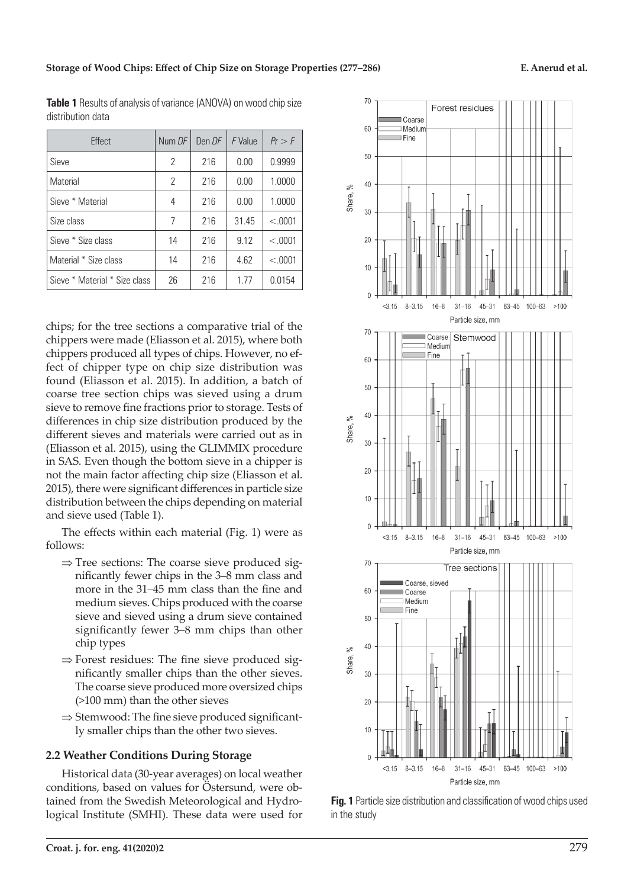**Table 1** Results of analysis of variance (ANOVA) on wood chip size distribution data

| Effect | Num *DF* | Den *DF* | *F* Value | *Pr* > *F* |
|---|---|---|---|---|
| Sieve | 2 | 216 | 0.00 | 0.9999 |
| Material | 2 | 216 | 0.00 | 1.0000 |
| Sieve * Material | 4 | 216 | 0.00 | 1.0000 |
| Size class | 7 | 216 | 31.45 | <.0001 |
| Sieve * Size class | 14 | 216 | 9.12 | <.0001 |
| Material * Size class | 14 | 216 | 4.62 | <.0001 |
| Sieve * Material * Size class | 26 | 216 | 1.77 | 0.0154 |

chips; for the tree sections a comparative trial of the chippers were made (Eliasson et al. 2015), where both chippers produced all types of chips. However, no effect of chipper type on chip size distribution was found (Eliasson et al. 2015). In addition, a batch of coarse tree section chips was sieved using a drum sieve to remove fine fractions prior to storage. Tests of differences in chip size distribution produced by the different sieves and materials were carried out as in (Eliasson et al. 2015), using the GLIMMIX procedure in SAS. Even though the bottom sieve in a chipper is not the main factor affecting chip size (Eliasson et al. 2015), there were significant differences in particle size distribution between the chips depending on material and sieve used (Table 1).

The effects within each material (Fig. 1) were as follows:

- ⇒ Tree sections: The coarse sieve produced significantly fewer chips in the 3–8 mm class and more in the 31–45 mm class than the fine and medium sieves. Chips produced with the coarse sieve and sieved using a drum sieve contained significantly fewer 3–8 mm chips than other chip types
- ⇒ Forest residues: The fine sieve produced significantly smaller chips than the other sieves. The coarse sieve produced more oversized chips (>100 mm) than the other sieves
- ⇒ Stemwood: The fine sieve produced significantly smaller chips than the other two sieves.

## 2.2 Weather Conditions During Storage

Historical data (30-year averages) on local weather conditions, based on values for Östersund, were obtained from the Swedish Meteorological and Hydrological Institute (SMHI). These data were used for

**Fig. 1** Particle size distribution and classification of wood chips used in the study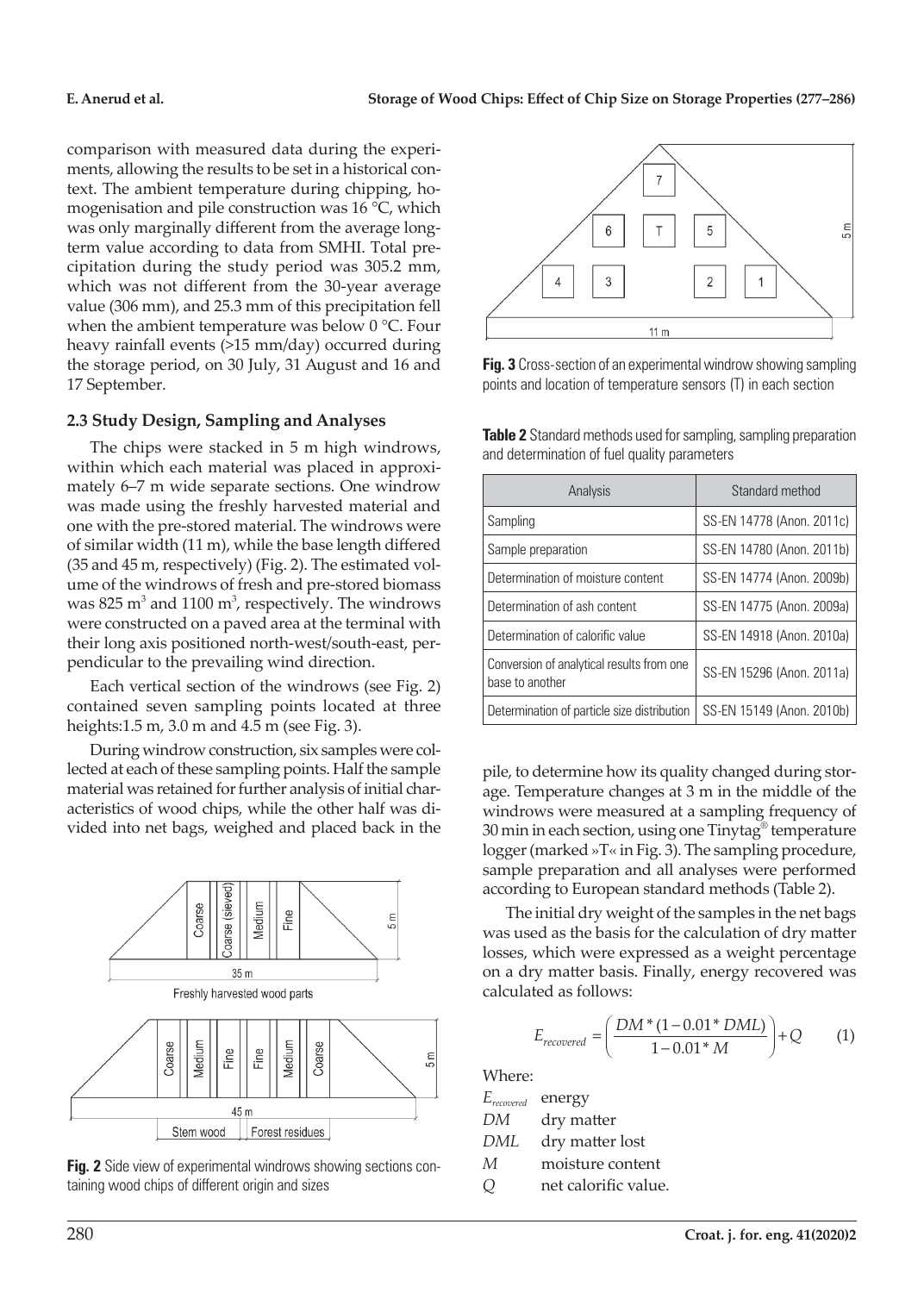comparison with measured data during the experiments, allowing the results to be set in a historical context. The ambient temperature during chipping, homogenisation and pile construction was 16 °C, which was only marginally different from the average long-term value according to data from SMHI. Total precipitation during the study period was 305.2 mm, which was not different from the 30-year average value (306 mm), and 25.3 mm of this precipitation fell when the ambient temperature was below 0 °C. Four heavy rainfall events (>15 mm/day) occurred during the storage period, on 30 July, 31 August and 16 and 17 September.

## 2.3 Study Design, Sampling and Analyses

The chips were stacked in 5 m high windrows, within which each material was placed in approximately 6–7 m wide separate sections. One windrow was made using the freshly harvested material and one with the pre-stored material. The windrows were of similar width (11 m), while the base length differed (35 and 45 m, respectively) (Fig. 2). The estimated volume of the windrows of fresh and pre-stored biomass was 825 $m^3$ and 1100 $m^3$, respectively. The windrows were constructed on a paved area at the terminal with their long axis positioned north-west/south-east, perpendicular to the prevailing wind direction.

Each vertical section of the windrows (see Fig. 2) contained seven sampling points located at three heights:1.5 m, 3.0 m and 4.5 m (see Fig. 3).

During windrow construction, six samples were collected at each of these sampling points. Half the sample material was retained for further analysis of initial characteristics of wood chips, while the other half was divided into net bags, weighed and placed back in the pile, to determine how its quality changed during storage. Temperature changes at 3 m in the middle of the windrows were measured at a sampling frequency of 30 min in each section, using one Tinytag® temperature logger (marked »T« in Fig. 3). The sampling procedure, sample preparation and all analyses were performed according to European standard methods (Table 2).

**Fig. 2** Side view of experimental windrows showing sections containing wood chips of different origin and sizes

**Fig. 3** Cross-section of an experimental windrow showing sampling points and location of temperature sensors (T) in each section

**Table 2** Standard methods used for sampling, sampling preparation and determination of fuel quality parameters

| Analysis | Standard method |
|---|---|
| Sampling | SS-EN 14778 (Anon. 2011c) |
| Sample preparation | SS-EN 14780 (Anon. 2011b) |
| Determination of moisture content | SS-EN 14774 (Anon. 2009b) |
| Determination of ash content | SS-EN 14775 (Anon. 2009a) |
| Determination of calorific value | SS-EN 14918 (Anon. 2010a) |
| Conversion of analytical results from one base to another | SS-EN 15296 (Anon. 2011a) |
| Determination of particle size distribution | SS-EN 15149 (Anon. 2010b) |

The initial dry weight of the samples in the net bags was used as the basis for the calculation of dry matter losses, which were expressed as a weight percentage on a dry matter basis. Finally, energy recovered was calculated as follows:

$$E_{recovered} = \left( \frac{DM * (1 - 0.01 * DML)}{1 - 0.01 * M} \right) + Q \qquad (1)$$

Where:

- $E_{recovered}$ energy
- $DM$ dry matter
- $DML$ dry matter lost
- $M$ moisture content
- $Q$ net calorific value.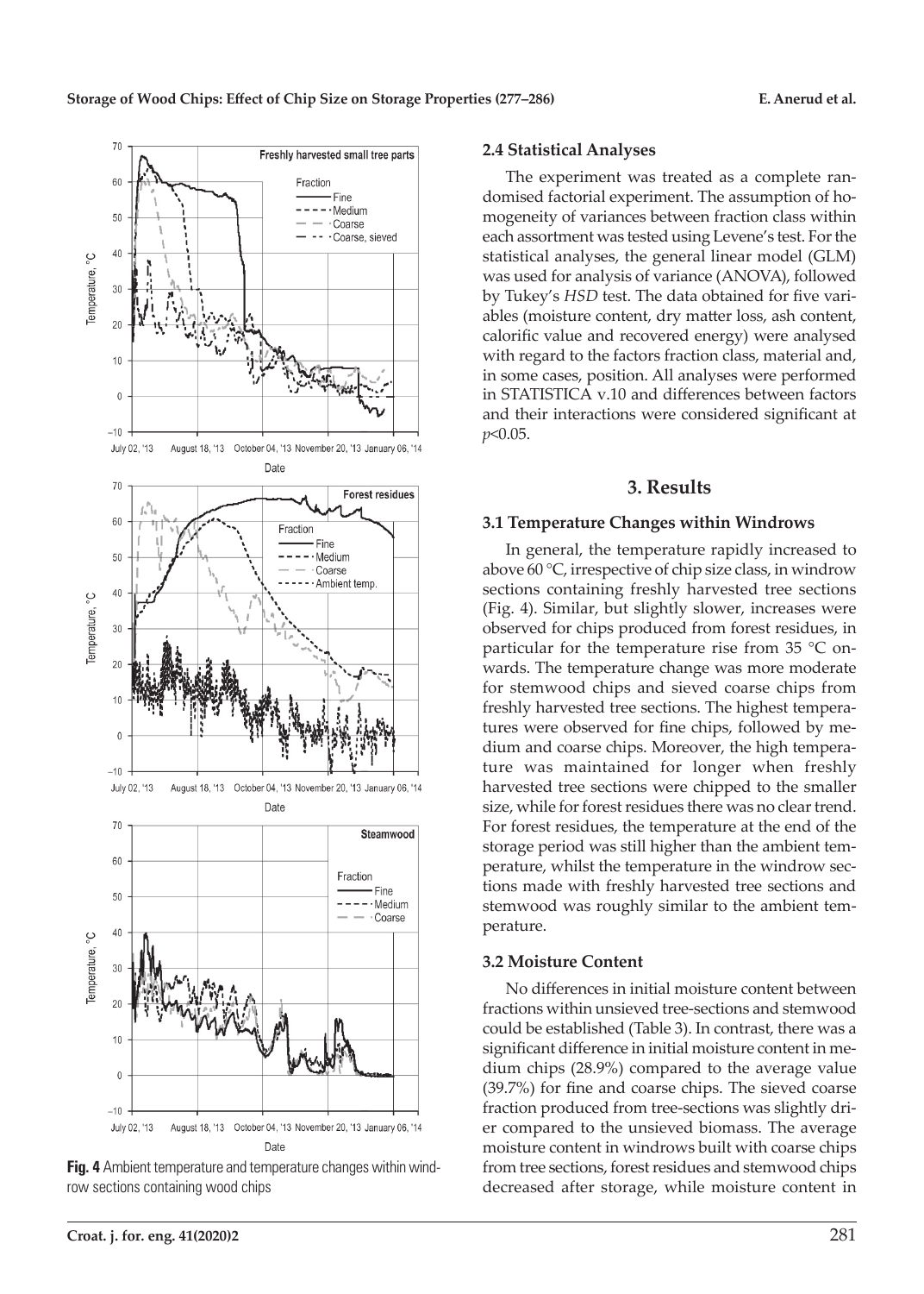**Fig. 4** Ambient temperature and temperature changes within windrow sections containing wood chips

### 2.4 Statistical Analyses

The experiment was treated as a complete randomised factorial experiment. The assumption of homogeneity of variances between fraction class within each assortment was tested using Levene's test. For the statistical analyses, the general linear model (GLM) was used for analysis of variance (ANOVA), followed by Tukey's *HSD* test. The data obtained for five variables (moisture content, dry matter loss, ash content, calorific value and recovered energy) were analysed with regard to the factors fraction class, material and, in some cases, position. All analyses were performed in STATISTICA v.10 and differences between factors and their interactions were considered significant at $p<0.05$.

## 3. Results

### 3.1 Temperature Changes within Windrows

In general, the temperature rapidly increased to above 60 °C, irrespective of chip size class, in windrow sections containing freshly harvested tree sections (Fig. 4). Similar, but slightly slower, increases were observed for chips produced from forest residues, in particular for the temperature rise from 35 °C onwards. The temperature change was more moderate for stemwood chips and sieved coarse chips from freshly harvested tree sections. The highest temperatures were observed for fine chips, followed by medium and coarse chips. Moreover, the high temperature was maintained for longer when freshly harvested tree sections were chipped to the smaller size, while for forest residues there was no clear trend. For forest residues, the temperature at the end of the storage period was still higher than the ambient temperature, whilst the temperature in the windrow sections made with freshly harvested tree sections and stemwood was roughly similar to the ambient temperature.

### 3.2 Moisture Content

No differences in initial moisture content between fractions within unsieved tree-sections and stemwood could be established (Table 3). In contrast, there was a significant difference in initial moisture content in medium chips (28.9%) compared to the average value (39.7%) for fine and coarse chips. The sieved coarse fraction produced from tree-sections was slightly drier compared to the unsieved biomass. The average moisture content in windrows built with coarse chips from tree sections, forest residues and stemwood chips decreased after storage, while moisture content in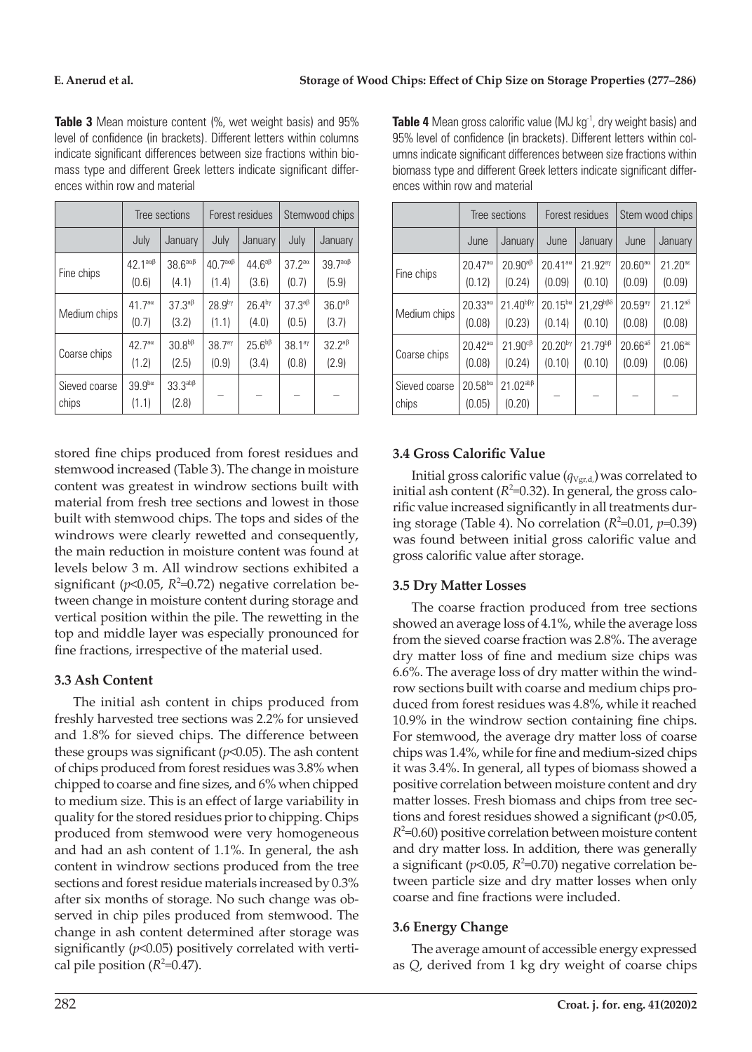**Table 3** Mean moisture content (%, wet weight basis) and 95% level of confidence (in brackets). Different letters within columns indicate significant differences between size fractions within biomass type and different Greek letters indicate significant differences within row and material

| | Tree sections | | Forest residues | | Stemwood chips | |
|---|---|---|---|---|---|---|
| | July | January | July | January | July | January |
| Fine chips | $42.1^{a\alpha\beta}$ (0.6) | $38.6^{a\alpha\beta}$ (4.1) | $40.7^{a\alpha\beta}$ (1.4) | $44.6^{a\beta}$ (3.6) | $37.2^{a\alpha}$ (0.7) | $39.7^{a\alpha\beta}$ (5.9) |
| Medium chips | $41.7^{a\alpha}$ (0.7) | $37.3^{a\beta}$ (3.2) | $28.9^{b\gamma}$ (1.1) | $26.4^{b\gamma}$ (4.0) | $37.3^{a\beta}$ (0.5) | $36.0^{a\beta}$ (3.7) |
| Coarse chips | $42.7^{a\alpha}$ (1.2) | $30.8^{b\beta}$ (2.5) | $38.7^{a\gamma}$ (0.9) | $25.6^{b\beta}$ (3.4) | $38.1^{a\gamma}$ (0.8) | $32.2^{a\beta}$ (2.9) |
| Sieved coarse chips | $39.9^{b\alpha}$ (1.1) | $33.3^{ab\beta}$ (2.8) | – | – | – | – |

stored fine chips produced from forest residues and stemwood increased (Table 3). The change in moisture content was greatest in windrow sections built with material from fresh tree sections and lowest in those built with stemwood chips. The tops and sides of the windrows were clearly rewetted and consequently, the main reduction in moisture content was found at levels below 3 m. All windrow sections exhibited a significant ($p$<0.05, $R^2$=0.72) negative correlation between change in moisture content during storage and vertical position within the pile. The rewetting in the top and middle layer was especially pronounced for fine fractions, irrespective of the material used.

### 3.3 Ash Content

The initial ash content in chips produced from freshly harvested tree sections was 2.2% for unsieved and 1.8% for sieved chips. The difference between these groups was significant ($p$<0.05). The ash content of chips produced from forest residues was 3.8% when chipped to coarse and fine sizes, and 6% when chipped to medium size. This is an effect of large variability in quality for the stored residues prior to chipping. Chips produced from stemwood were very homogeneous and had an ash content of 1.1%. In general, the ash content in windrow sections produced from the tree sections and forest residue materials increased by 0.3% after six months of storage. No such change was observed in chip piles produced from stemwood. The change in ash content determined after storage was significantly ($p$<0.05) positively correlated with vertical pile position ($R^2$=0.47).

**Table 4** Mean gross calorific value (MJ kg$^{-1}$, dry weight basis) and 95% level of confidence (in brackets). Different letters within columns indicate significant differences between size fractions within biomass type and different Greek letters indicate significant differences within row and material

| | Tree sections | | Forest residues | | Stem wood chips | |
|---|---|---|---|---|---|---|
| | June | January | June | January | June | January |
| Fine chips | $20.47^{a\alpha}$ (0.12) | $20.90^{a\beta}$ (0.24) | $20.41^{a\alpha}$ (0.09) | $21.92^{a\gamma}$ (0.10) | $20.60^{a\alpha}$ (0.09) | $21.20^{a\varepsilon}$ (0.09) |
| Medium chips | $20.33^{a\alpha}$ (0.08) | $21.40^{b\beta\gamma}$ (0.23) | $20.15^{b\alpha}$ (0.14) | $21{,}29^{b\beta\delta}$ (0.10) | $20.59^{a\gamma}$ (0.08) | $21.12^{a\delta}$ (0.08) |
| Coarse chips | $20.42^{a\alpha}$ (0.08) | $21.90^{c\beta}$ (0.24) | $20.20^{b\gamma}$ (0.10) | $21.79^{b\beta}$ (0.10) | $20.66^{a\delta}$ (0.09) | $21.06^{a\varepsilon}$ (0.06) |
| Sieved coarse chips | $20.58^{b\alpha}$ (0.05) | $21.02^{ab\beta}$ (0.20) | – | – | – | – |

### 3.4 Gross Calorific Value

Initial gross calorific value ($q_{V\mathrm{gr,d}}$) was correlated to initial ash content ($R^2$=0.32). In general, the gross calorific value increased significantly in all treatments during storage (Table 4). No correlation ($R^2$=0.01, $p$=0.39) was found between initial gross calorific value and gross calorific value after storage.

### 3.5 Dry Matter Losses

The coarse fraction produced from tree sections showed an average loss of 4.1%, while the average loss from the sieved coarse fraction was 2.8%. The average dry matter loss of fine and medium size chips was 6.6%. The average loss of dry matter within the windrow sections built with coarse and medium chips produced from forest residues was 4.8%, while it reached 10.9% in the windrow section containing fine chips. For stemwood, the average dry matter loss of coarse chips was 1.4%, while for fine and medium-sized chips it was 3.4%. In general, all types of biomass showed a positive correlation between moisture content and dry matter losses. Fresh biomass and chips from tree sections and forest residues showed a significant ($p$<0.05, $R^2$=0.60) positive correlation between moisture content and dry matter loss. In addition, there was generally a significant ($p$<0.05, $R^2$=0.70) negative correlation between particle size and dry matter losses when only coarse and fine fractions were included.

### 3.6 Energy Change

The average amount of accessible energy expressed as $Q$, derived from 1 kg dry weight of coarse chips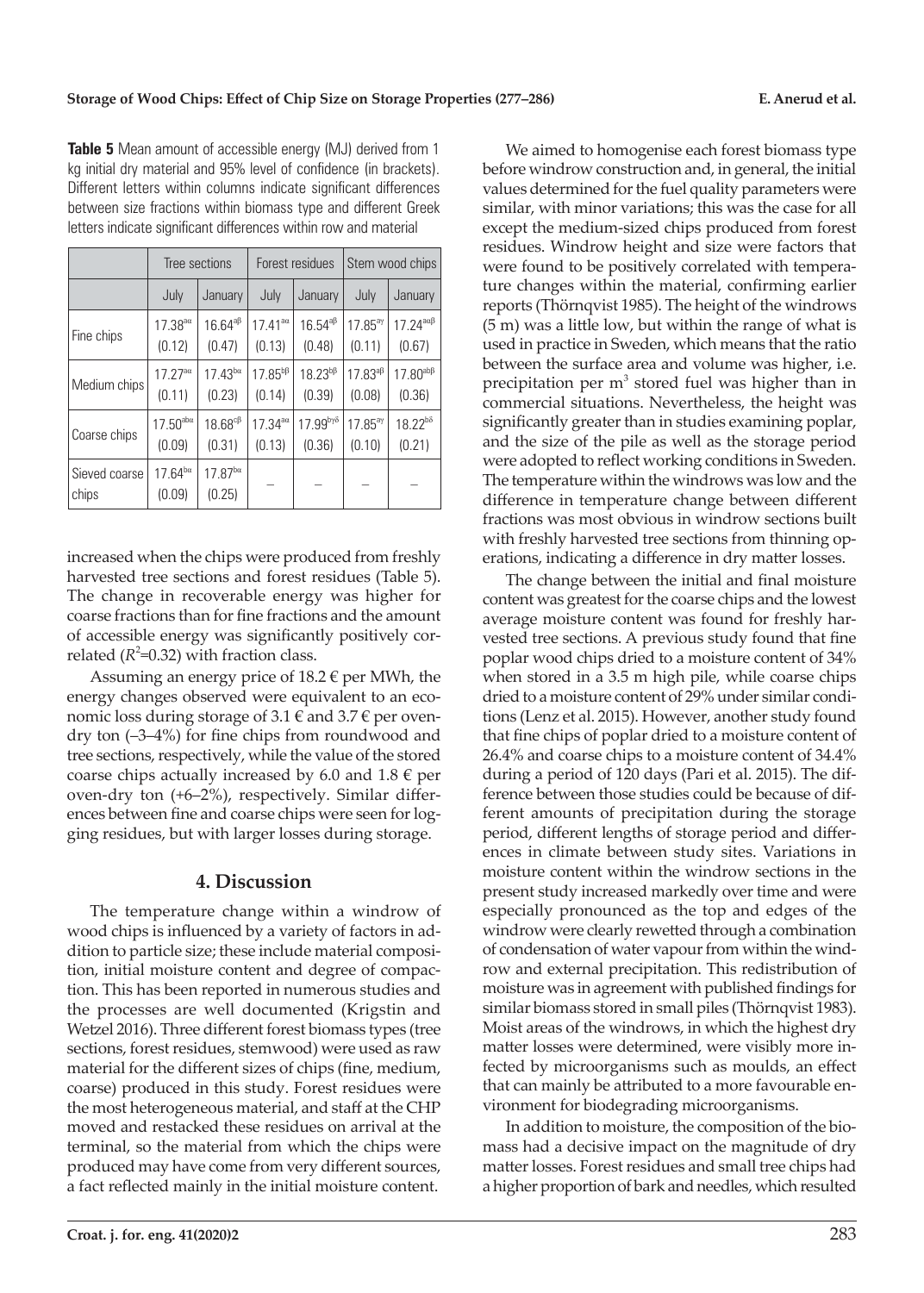**Table 5** Mean amount of accessible energy (MJ) derived from 1 kg initial dry material and 95% level of confidence (in brackets). Different letters within columns indicate significant differences between size fractions within biomass type and different Greek letters indicate significant differences within row and material

| | Tree sections | | Forest residues | | Stem wood chips | |
|---|---|---|---|---|---|---|
| | July | January | July | January | July | January |
| Fine chips | 17.38[aα] (0.12) | 16.64[aβ] (0.47) | 17.41[aα] (0.13) | 16.54[aβ] (0.48) | 17.85[aγ] (0.11) | 17.24[aαβ] (0.67) |
| Medium chips | 17.27[aα] (0.11) | 17.43[bα] (0.23) | 17.85[bβ] (0.14) | 18.23[bβ] (0.39) | 17.83[aβ] (0.08) | 17.80[abβ] (0.36) |
| Coarse chips | 17.50[abα] (0.09) | 18.68[cβ] (0.31) | 17.34[aα] (0.13) | 17.99[bγδ] (0.36) | 17.85[aγ] (0.10) | 18.22[bδ] (0.21) |
| Sieved coarse chips | 17.64[bα] (0.09) | 17.87[bα] (0.25) | – | – | – | – |

increased when the chips were produced from freshly harvested tree sections and forest residues (Table 5). The change in recoverable energy was higher for coarse fractions than for fine fractions and the amount of accessible energy was significantly positively correlated ($R^2$=0.32) with fraction class.

Assuming an energy price of 18.2 € per MWh, the energy changes observed were equivalent to an economic loss during storage of 3.1 € and 3.7 € per oven-dry ton (–3–4%) for fine chips from roundwood and tree sections, respectively, while the value of the stored coarse chips actually increased by 6.0 and 1.8 € per oven-dry ton (+6–2%), respectively. Similar differences between fine and coarse chips were seen for logging residues, but with larger losses during storage.

## 4. Discussion

The temperature change within a windrow of wood chips is influenced by a variety of factors in addition to particle size; these include material composition, initial moisture content and degree of compaction. This has been reported in numerous studies and the processes are well documented (Krigstin and Wetzel 2016). Three different forest biomass types (tree sections, forest residues, stemwood) were used as raw material for the different sizes of chips (fine, medium, coarse) produced in this study. Forest residues were the most heterogeneous material, and staff at the CHP moved and restacked these residues on arrival at the terminal, so the material from which the chips were produced may have come from very different sources, a fact reflected mainly in the initial moisture content.

We aimed to homogenise each forest biomass type before windrow construction and, in general, the initial values determined for the fuel quality parameters were similar, with minor variations; this was the case for all except the medium-sized chips produced from forest residues. Windrow height and size were factors that were found to be positively correlated with temperature changes within the material, confirming earlier reports (Thörnqvist 1985). The height of the windrows (5 m) was a little low, but within the range of what is used in practice in Sweden, which means that the ratio between the surface area and volume was higher, i.e. precipitation per $m^3$ stored fuel was higher than in commercial situations. Nevertheless, the height was significantly greater than in studies examining poplar, and the size of the pile as well as the storage period were adopted to reflect working conditions in Sweden. The temperature within the windrows was low and the difference in temperature change between different fractions was most obvious in windrow sections built with freshly harvested tree sections from thinning operations, indicating a difference in dry matter losses.

The change between the initial and final moisture content was greatest for the coarse chips and the lowest average moisture content was found for freshly harvested tree sections. A previous study found that fine poplar wood chips dried to a moisture content of 34% when stored in a 3.5 m high pile, while coarse chips dried to a moisture content of 29% under similar conditions (Lenz et al. 2015). However, another study found that fine chips of poplar dried to a moisture content of 26.4% and coarse chips to a moisture content of 34.4% during a period of 120 days (Pari et al. 2015). The difference between those studies could be because of different amounts of precipitation during the storage period, different lengths of storage period and differences in climate between study sites. Variations in moisture content within the windrow sections in the present study increased markedly over time and were especially pronounced as the top and edges of the windrow were clearly rewetted through a combination of condensation of water vapour from within the windrow and external precipitation. This redistribution of moisture was in agreement with published findings for similar biomass stored in small piles (Thörnqvist 1983). Moist areas of the windrows, in which the highest dry matter losses were determined, were visibly more infected by microorganisms such as moulds, an effect that can mainly be attributed to a more favourable environment for biodegrading microorganisms.

In addition to moisture, the composition of the biomass had a decisive impact on the magnitude of dry matter losses. Forest residues and small tree chips had a higher proportion of bark and needles, which resulted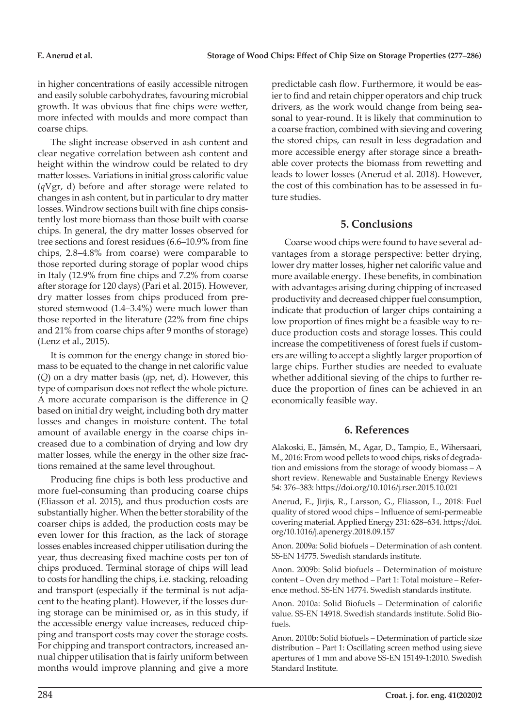in higher concentrations of easily accessible nitrogen and easily soluble carbohydrates, favouring microbial growth. It was obvious that fine chips were wetter, more infected with moulds and more compact than coarse chips.

The slight increase observed in ash content and clear negative correlation between ash content and height within the windrow could be related to dry matter losses. Variations in initial gross calorific value ($q$Vgr, d) before and after storage were related to changes in ash content, but in particular to dry matter losses. Windrow sections built with fine chips consistently lost more biomass than those built with coarse chips. In general, the dry matter losses observed for tree sections and forest residues (6.6–10.9% from fine chips, 2.8–4.8% from coarse) were comparable to those reported during storage of poplar wood chips in Italy (12.9% from fine chips and 7.2% from coarse after storage for 120 days) (Pari et al. 2015). However, dry matter losses from chips produced from prestored stemwood (1.4–3.4%) were much lower than those reported in the literature (22% from fine chips and 21% from coarse chips after 9 months of storage) (Lenz et al., 2015).

It is common for the energy change in stored biomass to be equated to the change in net calorific value ($Q$) on a dry matter basis ($q$p, net, d). However, this type of comparison does not reflect the whole picture. A more accurate comparison is the difference in $Q$ based on initial dry weight, including both dry matter losses and changes in moisture content. The total amount of available energy in the coarse chips increased due to a combination of drying and low dry matter losses, while the energy in the other size fractions remained at the same level throughout.

Producing fine chips is both less productive and more fuel-consuming than producing coarse chips (Eliasson et al. 2015), and thus production costs are substantially higher. When the better storability of the coarser chips is added, the production costs may be even lower for this fraction, as the lack of storage losses enables increased chipper utilisation during the year, thus decreasing fixed machine costs per ton of chips produced. Terminal storage of chips will lead to costs for handling the chips, i.e. stacking, reloading and transport (especially if the terminal is not adjacent to the heating plant). However, if the losses during storage can be minimised or, as in this study, if the accessible energy value increases, reduced chipping and transport costs may cover the storage costs. For chipping and transport contractors, increased annual chipper utilisation that is fairly uniform between months would improve planning and give a more predictable cash flow. Furthermore, it would be easier to find and retain chipper operators and chip truck drivers, as the work would change from being seasonal to year-round. It is likely that comminution to a coarse fraction, combined with sieving and covering the stored chips, can result in less degradation and more accessible energy after storage since a breathable cover protects the biomass from rewetting and leads to lower losses (Anerud et al. 2018). However, the cost of this combination has to be assessed in future studies.

## 5. Conclusions

Coarse wood chips were found to have several advantages from a storage perspective: better drying, lower dry matter losses, higher net calorific value and more available energy. These benefits, in combination with advantages arising during chipping of increased productivity and decreased chipper fuel consumption, indicate that production of larger chips containing a low proportion of fines might be a feasible way to reduce production costs and storage losses. This could increase the competitiveness of forest fuels if customers are willing to accept a slightly larger proportion of large chips. Further studies are needed to evaluate whether additional sieving of the chips to further reduce the proportion of fines can be achieved in an economically feasible way.

## 6. References

Alakoski, E., Jämsén, M., Agar, D., Tampio, E., Wihersaari, M., 2016: From wood pellets to wood chips, risks of degradation and emissions from the storage of woody biomass – A short review. Renewable and Sustainable Energy Reviews 54: 376–383: https://doi.org/10.1016/j.rser.2015.10.021

Anerud, E., Jirjis, R., Larsson, G., Eliasson, L., 2018: Fuel quality of stored wood chips – Influence of semi-permeable covering material. Applied Energy 231: 628–634. https://doi.org/10.1016/j.apenergy.2018.09.157

Anon. 2009a: Solid biofuels – Determination of ash content. SS-EN 14775. Swedish standards institute.

Anon. 2009b: Solid biofuels – Determination of moisture content – Oven dry method – Part 1: Total moisture – Reference method. SS-EN 14774. Swedish standards institute.

Anon. 2010a: Solid Biofuels – Determination of calorific value. SS-EN 14918. Swedish standards institute. Solid Biofuels.

Anon. 2010b: Solid biofuels – Determination of particle size distribution – Part 1: Oscillating screen method using sieve apertures of 1 mm and above SS-EN 15149-1:2010. Swedish Standard Institute.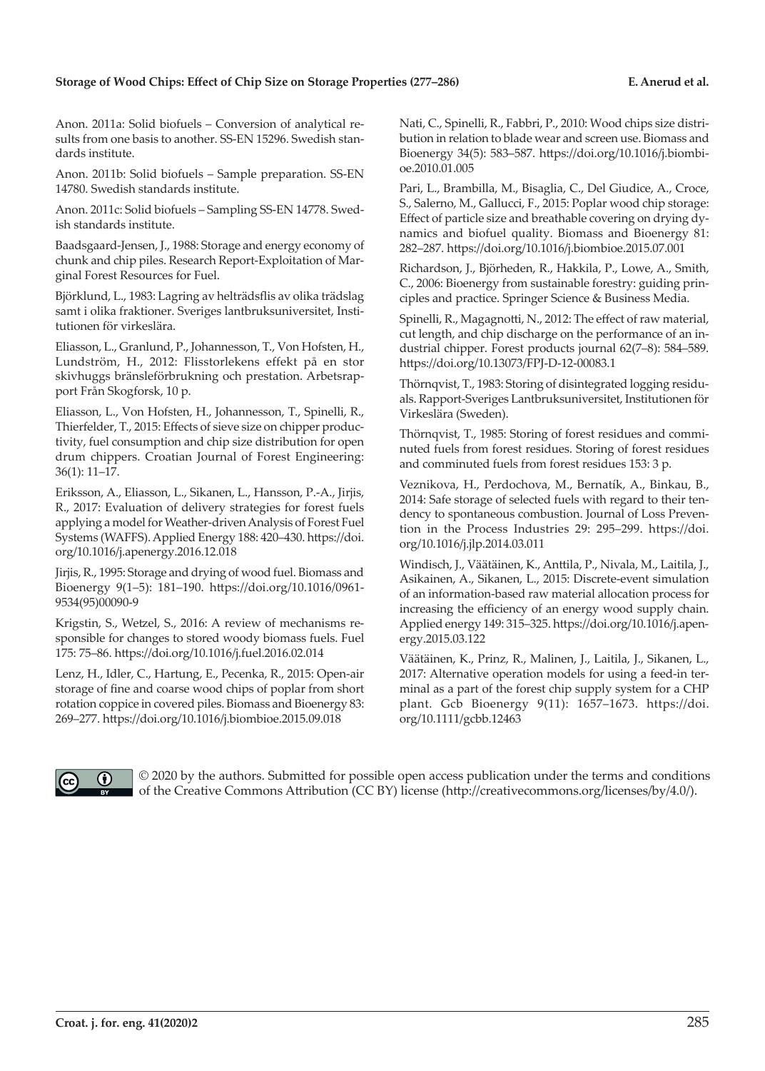Anon. 2011a: Solid biofuels – Conversion of analytical results from one basis to another. SS-EN 15296. Swedish standards institute.

Anon. 2011b: Solid biofuels – Sample preparation. SS-EN 14780. Swedish standards institute.

Anon. 2011c: Solid biofuels – Sampling SS-EN 14778. Swedish standards institute.

Baadsgaard-Jensen, J., 1988: Storage and energy economy of chunk and chip piles. Research Report-Exploitation of Marginal Forest Resources for Fuel.

Björklund, L., 1983: Lagring av helträdsflis av olika trädslag samt i olika fraktioner. Sveriges lantbruksuniversitet, Institutionen för virkeslära.

Eliasson, L., Granlund, P., Johannesson, T., Von Hofsten, H., Lundström, H., 2012: Flisstorlekens effekt på en stor skivhuggs bränsleförbrukning och prestation. Arbetsrapport Från Skogforsk, 10 p.

Eliasson, L., Von Hofsten, H., Johannesson, T., Spinelli, R., Thierfelder, T., 2015: Effects of sieve size on chipper productivity, fuel consumption and chip size distribution for open drum chippers. Croatian Journal of Forest Engineering: 36(1): 11–17.

Eriksson, A., Eliasson, L., Sikanen, L., Hansson, P.-A., Jirjis, R., 2017: Evaluation of delivery strategies for forest fuels applying a model for Weather-driven Analysis of Forest Fuel Systems (WAFFS). Applied Energy 188: 420–430. https://doi.org/10.1016/j.apenergy.2016.12.018

Jirjis, R., 1995: Storage and drying of wood fuel. Biomass and Bioenergy 9(1–5): 181–190. https://doi.org/10.1016/0961-9534(95)00090-9

Krigstin, S., Wetzel, S., 2016: A review of mechanisms responsible for changes to stored woody biomass fuels. Fuel 175: 75–86. https://doi.org/10.1016/j.fuel.2016.02.014

Lenz, H., Idler, C., Hartung, E., Pecenka, R., 2015: Open-air storage of fine and coarse wood chips of poplar from short rotation coppice in covered piles. Biomass and Bioenergy 83: 269–277. https://doi.org/10.1016/j.biombioe.2015.09.018

Nati, C., Spinelli, R., Fabbri, P., 2010: Wood chips size distribution in relation to blade wear and screen use. Biomass and Bioenergy 34(5): 583–587. https://doi.org/10.1016/j.biombioe.2010.01.005

Pari, L., Brambilla, M., Bisaglia, C., Del Giudice, A., Croce, S., Salerno, M., Gallucci, F., 2015: Poplar wood chip storage: Effect of particle size and breathable covering on drying dynamics and biofuel quality. Biomass and Bioenergy 81: 282–287. https://doi.org/10.1016/j.biombioe.2015.07.001

Richardson, J., Björheden, R., Hakkila, P., Lowe, A., Smith, C., 2006: Bioenergy from sustainable forestry: guiding principles and practice. Springer Science & Business Media.

Spinelli, R., Magagnotti, N., 2012: The effect of raw material, cut length, and chip discharge on the performance of an industrial chipper. Forest products journal 62(7–8): 584–589. https://doi.org/10.13073/FPJ-D-12-00083.1

Thörnqvist, T., 1983: Storing of disintegrated logging residuals. Rapport-Sveriges Lantbruksuniversitet, Institutionen för Virkeslära (Sweden).

Thörnqvist, T., 1985: Storing of forest residues and comminuted fuels from forest residues. Storing of forest residues and comminuted fuels from forest residues 153: 3 p.

Veznikova, H., Perdochova, M., Bernatík, A., Binkau, B., 2014: Safe storage of selected fuels with regard to their tendency to spontaneous combustion. Journal of Loss Prevention in the Process Industries 29: 295–299. https://doi.org/10.1016/j.jlp.2014.03.011

Windisch, J., Väätäinen, K., Anttila, P., Nivala, M., Laitila, J., Asikainen, A., Sikanen, L., 2015: Discrete-event simulation of an information-based raw material allocation process for increasing the efficiency of an energy wood supply chain. Applied energy 149: 315–325. https://doi.org/10.1016/j.apenergy.2015.03.122

Väätäinen, K., Prinz, R., Malinen, J., Laitila, J., Sikanen, L., 2017: Alternative operation models for using a feed-in terminal as a part of the forest chip supply system for a CHP plant. Gcb Bioenergy 9(11): 1657–1673. https://doi.org/10.1111/gcbb.12463

© 2020 by the authors. Submitted for possible open access publication under the terms and conditions of the Creative Commons Attribution (CC BY) license (http://creativecommons.org/licenses/by/4.0/).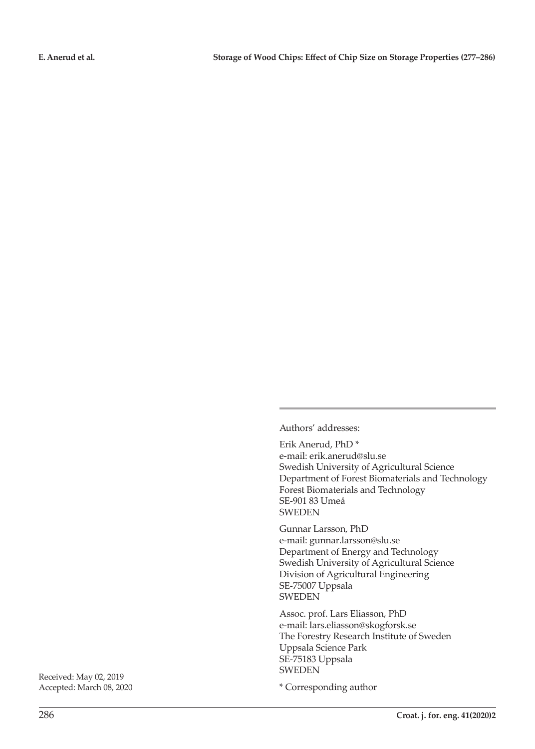Authors' addresses:

Erik Anerud, PhD *
e-mail: erik.anerud@slu.se
Swedish University of Agricultural Science
Department of Forest Biomaterials and Technology
Forest Biomaterials and Technology
SE-901 83 Umeå
SWEDEN

Gunnar Larsson, PhD
e-mail: gunnar.larsson@slu.se
Department of Energy and Technology
Swedish University of Agricultural Science
Division of Agricultural Engineering
SE-75007 Uppsala
SWEDEN

Assoc. prof. Lars Eliasson, PhD
e-mail: lars.eliasson@skogforsk.se
The Forestry Research Institute of Sweden
Uppsala Science Park
SE-75183 Uppsala
SWEDEN

\* Corresponding author

Received: May 02, 2019
Accepted: March 08, 2020